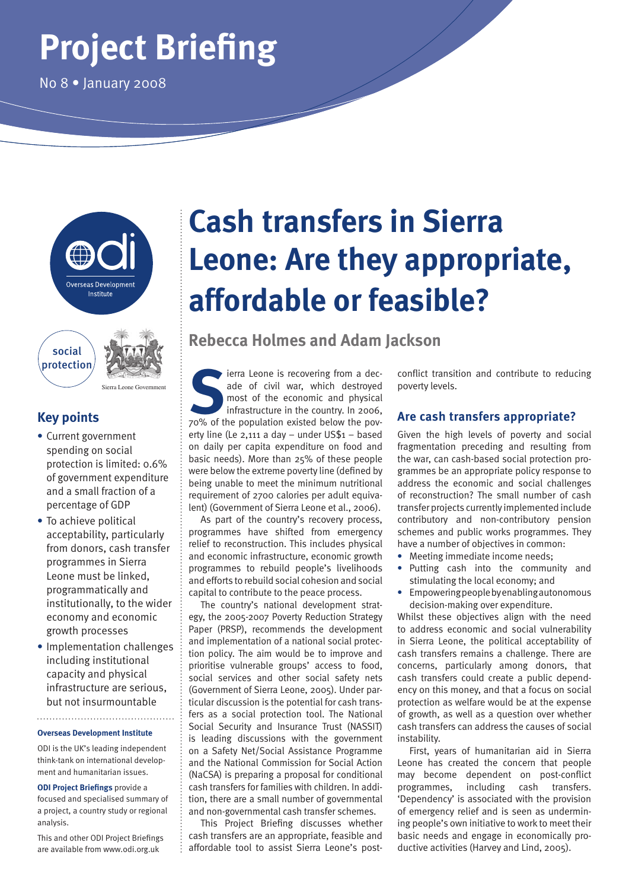# Project Briefing

No 8 • January 2008

social protection

Sierra Leone Government

## Key points

- Current government spending on social protection is limited: 0.6% of government expenditure and a small fraction of a percentage of GDP
- To achieve political acceptability, particularly from donors, cash transfer programmes in Sierra Leone must be linked, programmatically and institutionally, to the wider economy and economic growth processes
- Implementation challenges including institutional capacity and physical infrastructure are serious, but not insurmountable

**Overseas Development Institute**

ODI is the UK's leading independent think-tank on international development and humanitarian issues.

**ODI Project Briefings** provide a focused and specialised summary of a project, a country study or regional analysis.

This and other ODI Project Briefings are available from www.odi.org.uk

# Cash transfers in Sierra Leone: Are they appropriate, affordable or feasible?

## Rebecca Holmes and Adam Jackson

Sierra Leone is recovering from a decade of civil war, which destroyed most of the economic and physical infrastructure in the country. In 2006, 70% of the population existed below the poverty line (Le 2,111 a day – under US$1 – based on daily per capita expenditure on food and basic needs). More than 25% of these people were below the extreme poverty line (defined by being unable to meet the minimum nutritional requirement of 2700 calories per adult equivalent) (Government of Sierra Leone et al., 2006).

As part of the country's recovery process, programmes have shifted from emergency relief to reconstruction. This includes physical and economic infrastructure, economic growth programmes to rebuild people's livelihoods and efforts to rebuild social cohesion and social capital to contribute to the peace process.

The country's national development strategy, the 2005-2007 Poverty Reduction Strategy Paper (PRSP), recommends the development and implementation of a national social protection policy. The aim would be to improve and prioritise vulnerable groups' access to food, social services and other social safety nets (Government of Sierra Leone, 2005). Under particular discussion is the potential for cash transfers as a social protection tool. The National Social Security and Insurance Trust (NASSIT) is leading discussions with the government on a Safety Net/Social Assistance Programme and the National Commission for Social Action (NaCSA) is preparing a proposal for conditional cash transfers for families with children. In addition, there are a small number of governmental and non-governmental cash transfer schemes.

This Project Briefing discusses whether cash transfers are an appropriate, feasible and affordable tool to assist Sierra Leone's post-conflict transition and contribute to reducing poverty levels.

## Are cash transfers appropriate?

Given the high levels of poverty and social fragmentation preceding and resulting from the war, can cash-based social protection programmes be an appropriate policy response to address the economic and social challenges of reconstruction? The small number of cash transfer projects currently implemented include contributory and non-contributory pension schemes and public works programmes. They have a number of objectives in common:

- Meeting immediate income needs;
- Putting cash into the community and stimulating the local economy; and
- Empowering people by enabling autonomous decision-making over expenditure.

Whilst these objectives align with the need to address economic and social vulnerability in Sierra Leone, the political acceptability of cash transfers remains a challenge. There are concerns, particularly among donors, that cash transfers could create a public dependency on this money, and that a focus on social protection as welfare would be at the expense of growth, as well as a question over whether cash transfers can address the causes of social instability.

First, years of humanitarian aid in Sierra Leone has created the concern that people may become dependent on post-conflict programmes, including cash transfers. 'Dependency' is associated with the provision of emergency relief and is seen as undermining people's own initiative to work to meet their basic needs and engage in economically productive activities (Harvey and Lind, 2005).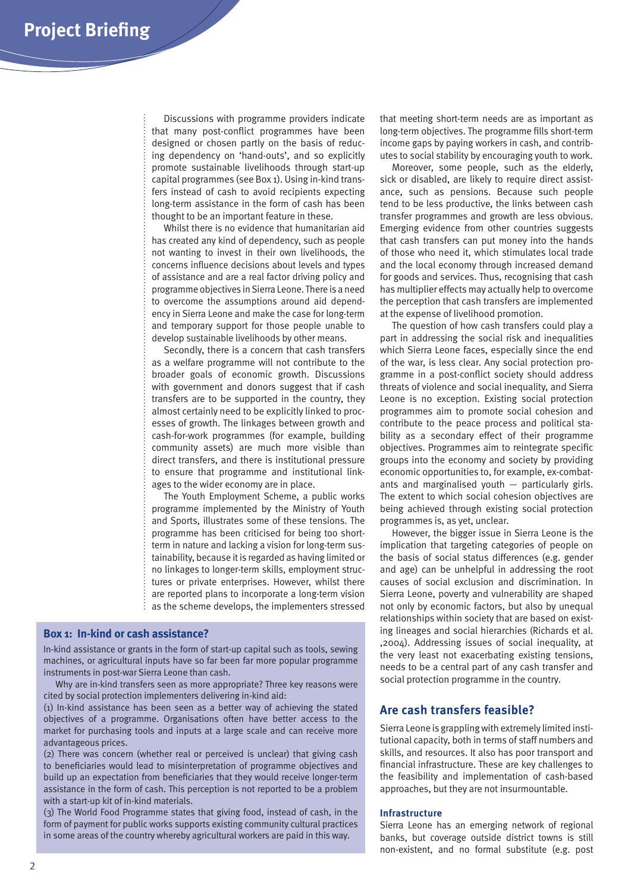Discussions with programme providers indicate that many post-conflict programmes have been designed or chosen partly on the basis of reducing dependency on 'hand-outs', and so explicitly promote sustainable livelihoods through start-up capital programmes (see Box 1). Using in-kind transfers instead of cash to avoid recipients expecting long-term assistance in the form of cash has been thought to be an important feature in these.

Whilst there is no evidence that humanitarian aid has created any kind of dependency, such as people not wanting to invest in their own livelihoods, the concerns influence decisions about levels and types of assistance and are a real factor driving policy and programme objectives in Sierra Leone. There is a need to overcome the assumptions around aid dependency in Sierra Leone and make the case for long-term and temporary support for those people unable to develop sustainable livelihoods by other means.

Secondly, there is a concern that cash transfers as a welfare programme will not contribute to the broader goals of economic growth. Discussions with government and donors suggest that if cash transfers are to be supported in the country, they almost certainly need to be explicitly linked to processes of growth. The linkages between growth and cash-for-work programmes (for example, building community assets) are much more visible than direct transfers, and there is institutional pressure to ensure that programme and institutional linkages to the wider economy are in place.

The Youth Employment Scheme, a public works programme implemented by the Ministry of Youth and Sports, illustrates some of these tensions. The programme has been criticised for being too short-term in nature and lacking a vision for long-term sustainability, because it is regarded as having limited or no linkages to longer-term skills, employment structures or private enterprises. However, whilst there are reported plans to incorporate a long-term vision as the scheme develops, the implementers stressed that meeting short-term needs are as important as long-term objectives. The programme fills short-term income gaps by paying workers in cash, and contributes to social stability by encouraging youth to work.

Moreover, some people, such as the elderly, sick or disabled, are likely to require direct assistance, such as pensions. Because such people tend to be less productive, the links between cash transfer programmes and growth are less obvious. Emerging evidence from other countries suggests that cash transfers can put money into the hands of those who need it, which stimulates local trade and the local economy through increased demand for goods and services. Thus, recognising that cash has multiplier effects may actually help to overcome the perception that cash transfers are implemented at the expense of livelihood promotion.

The question of how cash transfers could play a part in addressing the social risk and inequalities which Sierra Leone faces, especially since the end of the war, is less clear. Any social protection programme in a post-conflict society should address threats of violence and social inequality, and Sierra Leone is no exception. Existing social protection programmes aim to promote social cohesion and contribute to the peace process and political stability as a secondary effect of their programme objectives. Programmes aim to reintegrate specific groups into the economy and society by providing economic opportunities to, for example, ex-combatants and marginalised youth — particularly girls. The extent to which social cohesion objectives are being achieved through existing social protection programmes is, as yet, unclear.

However, the bigger issue in Sierra Leone is the implication that targeting categories of people on the basis of social status differences (e.g. gender and age) can be unhelpful in addressing the root causes of social exclusion and discrimination. In Sierra Leone, poverty and vulnerability are shaped not only by economic factors, but also by unequal relationships within society that are based on existing lineages and social hierarchies (Richards et al. ,2004). Addressing issues of social inequality, at the very least not exacerbating existing tensions, needs to be a central part of any cash transfer and social protection programme in the country.

### Box 1: In-kind or cash assistance?

In-kind assistance or grants in the form of start-up capital such as tools, sewing machines, or agricultural inputs have so far been far more popular programme instruments in post-war Sierra Leone than cash.

Why are in-kind transfers seen as more appropriate? Three key reasons were cited by social protection implementers delivering in-kind aid:

(1) In-kind assistance has been seen as a better way of achieving the stated objectives of a programme. Organisations often have better access to the market for purchasing tools and inputs at a large scale and can receive more advantageous prices.

(2) There was concern (whether real or perceived is unclear) that giving cash to beneficiaries would lead to misinterpretation of programme objectives and build up an expectation from beneficiaries that they would receive longer-term assistance in the form of cash. This perception is not reported to be a problem with a start-up kit of in-kind materials.

(3) The World Food Programme states that giving food, instead of cash, in the form of payment for public works supports existing community cultural practices in some areas of the country whereby agricultural workers are paid in this way.

## Are cash transfers feasible?

Sierra Leone is grappling with extremely limited institutional capacity, both in terms of staff numbers and skills, and resources. It also has poor transport and financial infrastructure. These are key challenges to the feasibility and implementation of cash-based approaches, but they are not insurmountable.

### Infrastructure

Sierra Leone has an emerging network of regional banks, but coverage outside district towns is still non-existent, and no formal substitute (e.g. post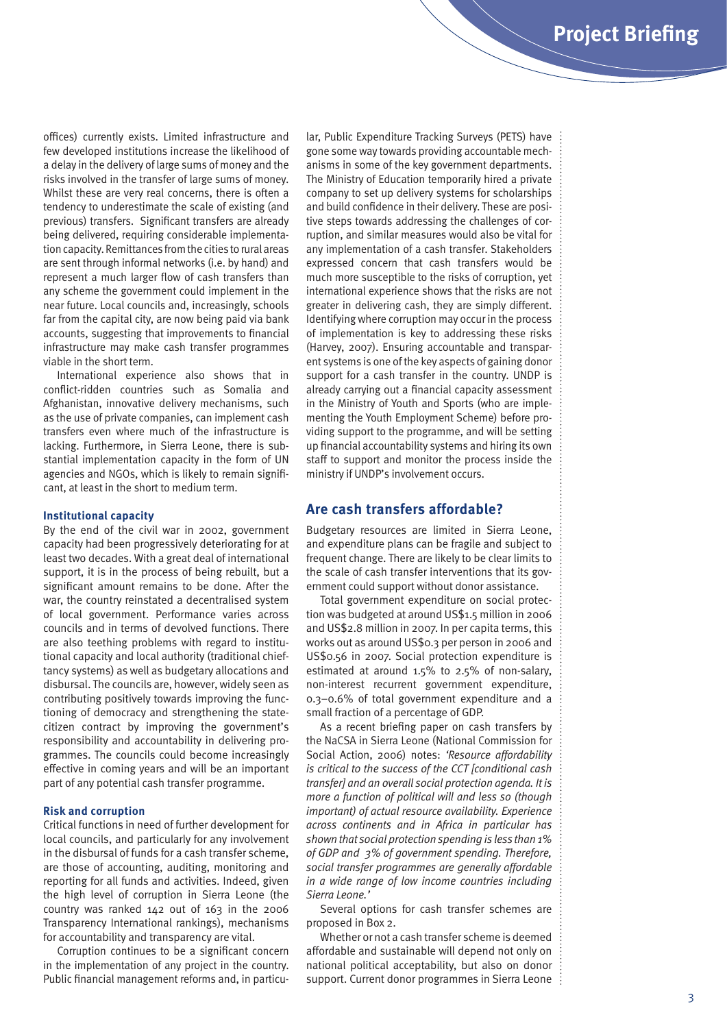offices) currently exists. Limited infrastructure and few developed institutions increase the likelihood of a delay in the delivery of large sums of money and the risks involved in the transfer of large sums of money. Whilst these are very real concerns, there is often a tendency to underestimate the scale of existing (and previous) transfers. Significant transfers are already being delivered, requiring considerable implementation capacity. Remittances from the cities to rural areas are sent through informal networks (i.e. by hand) and represent a much larger flow of cash transfers than any scheme the government could implement in the near future. Local councils and, increasingly, schools far from the capital city, are now being paid via bank accounts, suggesting that improvements to financial infrastructure may make cash transfer programmes viable in the short term.

International experience also shows that in conflict-ridden countries such as Somalia and Afghanistan, innovative delivery mechanisms, such as the use of private companies, can implement cash transfers even where much of the infrastructure is lacking. Furthermore, in Sierra Leone, there is substantial implementation capacity in the form of UN agencies and NGOs, which is likely to remain significant, at least in the short to medium term.

#### Institutional capacity

By the end of the civil war in 2002, government capacity had been progressively deteriorating for at least two decades. With a great deal of international support, it is in the process of being rebuilt, but a significant amount remains to be done. After the war, the country reinstated a decentralised system of local government. Performance varies across councils and in terms of devolved functions. There are also teething problems with regard to institutional capacity and local authority (traditional chieftancy systems) as well as budgetary allocations and disbursal. The councils are, however, widely seen as contributing positively towards improving the functioning of democracy and strengthening the state-citizen contract by improving the government's responsibility and accountability in delivering programmes. The councils could become increasingly effective in coming years and will be an important part of any potential cash transfer programme.

#### Risk and corruption

Critical functions in need of further development for local councils, and particularly for any involvement in the disbursal of funds for a cash transfer scheme, are those of accounting, auditing, monitoring and reporting for all funds and activities. Indeed, given the high level of corruption in Sierra Leone (the country was ranked 142 out of 163 in the 2006 Transparency International rankings), mechanisms for accountability and transparency are vital.

Corruption continues to be a significant concern in the implementation of any project in the country. Public financial management reforms and, in particular, Public Expenditure Tracking Surveys (PETS) have gone some way towards providing accountable mechanisms in some of the key government departments. The Ministry of Education temporarily hired a private company to set up delivery systems for scholarships and build confidence in their delivery. These are positive steps towards addressing the challenges of corruption, and similar measures would also be vital for any implementation of a cash transfer. Stakeholders expressed concern that cash transfers would be much more susceptible to the risks of corruption, yet international experience shows that the risks are not greater in delivering cash, they are simply different. Identifying where corruption may occur in the process of implementation is key to addressing these risks (Harvey, 2007). Ensuring accountable and transparent systems is one of the key aspects of gaining donor support for a cash transfer in the country. UNDP is already carrying out a financial capacity assessment in the Ministry of Youth and Sports (who are implementing the Youth Employment Scheme) before providing support to the programme, and will be setting up financial accountability systems and hiring its own staff to support and monitor the process inside the ministry if UNDP's involvement occurs.

## Are cash transfers affordable?

Budgetary resources are limited in Sierra Leone, and expenditure plans can be fragile and subject to frequent change. There are likely to be clear limits to the scale of cash transfer interventions that its government could support without donor assistance.

Total government expenditure on social protection was budgeted at around US$1.5 million in 2006 and US$2.8 million in 2007. In per capita terms, this works out as around US$0.3 per person in 2006 and US$0.56 in 2007. Social protection expenditure is estimated at around 1.5% to 2.5% of non-salary, non-interest recurrent government expenditure, 0.3–0.6% of total government expenditure and a small fraction of a percentage of GDP.

As a recent briefing paper on cash transfers by the NaCSA in Sierra Leone (National Commission for Social Action, 2006) notes: *'Resource affordability is critical to the success of the CCT [conditional cash transfer] and an overall social protection agenda. It is more a function of political will and less so (though important) of actual resource availability. Experience across continents and in Africa in particular has shown that social protection spending is less than 1% of GDP and 3% of government spending. Therefore, social transfer programmes are generally affordable in a wide range of low income countries including Sierra Leone.'*

Several options for cash transfer schemes are proposed in Box 2.

Whether or not a cash transfer scheme is deemed affordable and sustainable will depend not only on national political acceptability, but also on donor support. Current donor programmes in Sierra Leone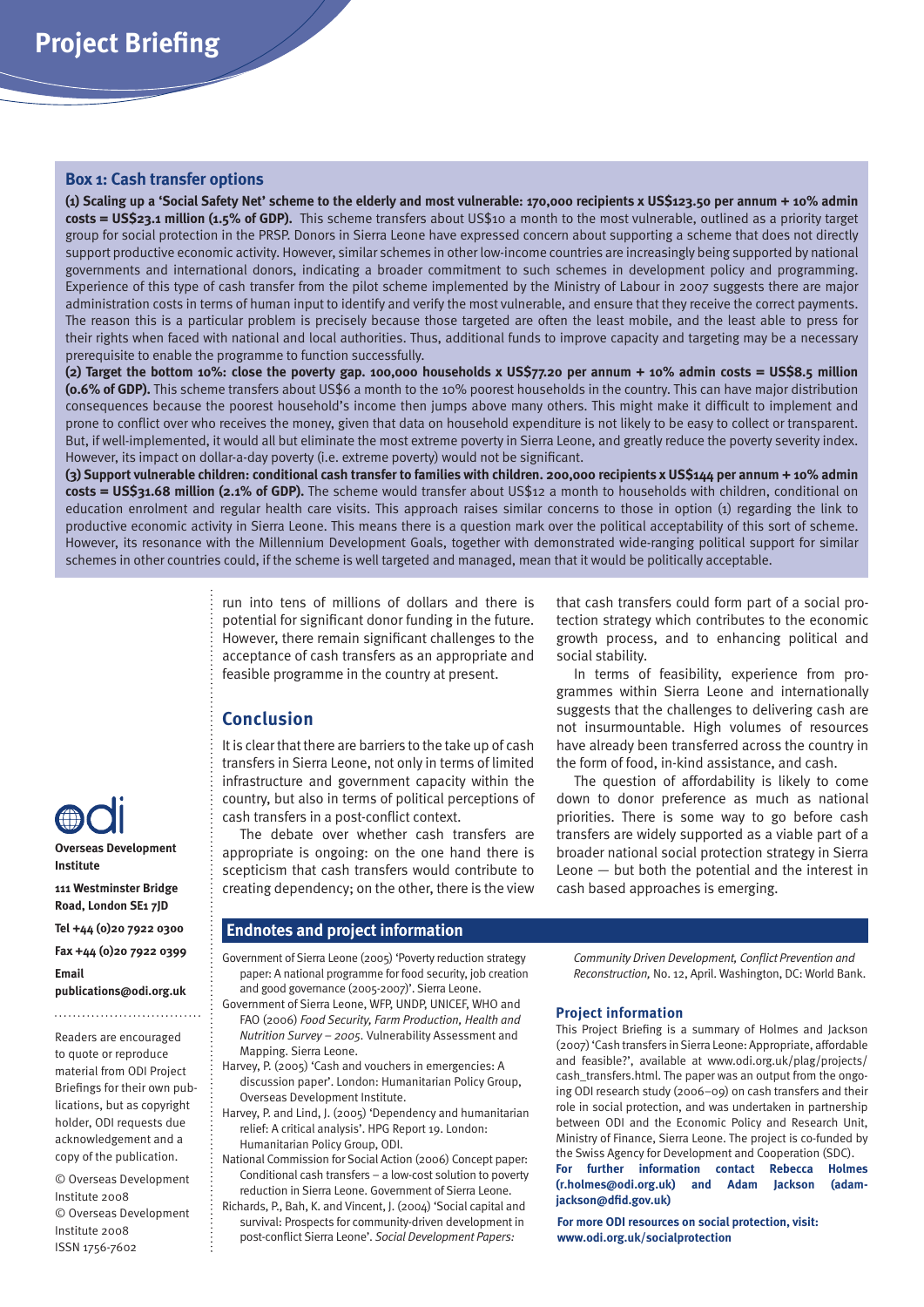## Box 1: Cash transfer options

**(1) Scaling up a 'Social Safety Net' scheme to the elderly and most vulnerable: 170,000 recipients x US$123.50 per annum + 10% admin costs = US$23.1 million (1.5% of GDP).** This scheme transfers about US$10 a month to the most vulnerable, outlined as a priority target group for social protection in the PRSP. Donors in Sierra Leone have expressed concern about supporting a scheme that does not directly support productive economic activity. However, similar schemes in other low-income countries are increasingly being supported by national governments and international donors, indicating a broader commitment to such schemes in development policy and programming. Experience of this type of cash transfer from the pilot scheme implemented by the Ministry of Labour in 2007 suggests there are major administration costs in terms of human input to identify and verify the most vulnerable, and ensure that they receive the correct payments. The reason this is a particular problem is precisely because those targeted are often the least mobile, and the least able to press for their rights when faced with national and local authorities. Thus, additional funds to improve capacity and targeting may be a necessary prerequisite to enable the programme to function successfully.

**(2) Target the bottom 10%: close the poverty gap. 100,000 households x US$77.20 per annum + 10% admin costs = US$8.5 million (0.6% of GDP).** This scheme transfers about US$6 a month to the 10% poorest households in the country. This can have major distribution consequences because the poorest household's income then jumps above many others. This might make it difficult to implement and prone to conflict over who receives the money, given that data on household expenditure is not likely to be easy to collect or transparent. But, if well-implemented, it would all but eliminate the most extreme poverty in Sierra Leone, and greatly reduce the poverty severity index. However, its impact on dollar-a-day poverty (i.e. extreme poverty) would not be significant.

**(3) Support vulnerable children: conditional cash transfer to families with children. 200,000 recipients x US$144 per annum + 10% admin costs = US$31.68 million (2.1% of GDP).** The scheme would transfer about US$12 a month to households with children, conditional on education enrolment and regular health care visits. This approach raises similar concerns to those in option (1) regarding the link to productive economic activity in Sierra Leone. This means there is a question mark over the political acceptability of this sort of scheme. However, its resonance with the Millennium Development Goals, together with demonstrated wide-ranging political support for similar schemes in other countries could, if the scheme is well targeted and managed, mean that it would be politically acceptable.

run into tens of millions of dollars and there is potential for significant donor funding in the future. However, there remain significant challenges to the acceptance of cash transfers as an appropriate and feasible programme in the country at present.

## Conclusion

It is clear that there are barriers to the take up of cash transfers in Sierra Leone, not only in terms of limited infrastructure and government capacity within the country, but also in terms of political perceptions of cash transfers in a post-conflict context.

The debate over whether cash transfers are appropriate is ongoing: on the one hand there is scepticism that cash transfers would contribute to creating dependency; on the other, there is the view that cash transfers could form part of a social protection strategy which contributes to the economic growth process, and to enhancing political and social stability.

In terms of feasibility, experience from programmes within Sierra Leone and internationally suggests that the challenges to delivering cash are not insurmountable. High volumes of resources have already been transferred across the country in the form of food, in-kind assistance, and cash.

The question of affordability is likely to come down to donor preference as much as national priorities. There is some way to go before cash transfers are widely supported as a viable part of a broader national social protection strategy in Sierra Leone — but both the potential and the interest in cash based approaches is emerging.

## Endnotes and project information

Government of Sierra Leone (2005) 'Poverty reduction strategy paper: A national programme for food security, job creation and good governance (2005-2007)'. Sierra Leone.

Government of Sierra Leone, WFP, UNDP, UNICEF, WHO and FAO (2006) *Food Security, Farm Production, Health and Nutrition Survey – 2005.* Vulnerability Assessment and Mapping. Sierra Leone.

Harvey, P. (2005) 'Cash and vouchers in emergencies: A discussion paper'. London: Humanitarian Policy Group, Overseas Development Institute.

Harvey, P. and Lind, J. (2005) 'Dependency and humanitarian relief: A critical analysis'. HPG Report 19. London: Humanitarian Policy Group, ODI.

National Commission for Social Action (2006) Concept paper: Conditional cash transfers – a low-cost solution to poverty reduction in Sierra Leone. Government of Sierra Leone.

Richards, P., Bah, K. and Vincent, J. (2004) 'Social capital and survival: Prospects for community-driven development in post-conflict Sierra Leone'. *Social Development Papers: Community Driven Development, Conflict Prevention and Reconstruction,* No. 12, April. Washington, DC: World Bank.

### Project information

This Project Briefing is a summary of Holmes and Jackson (2007) 'Cash transfers in Sierra Leone: Appropriate, affordable and feasible?', available at www.odi.org.uk/plag/projects/cash_transfers.html. The paper was an output from the ongoing ODI research study (2006–09) on cash transfers and their role in social protection, and was undertaken in partnership between ODI and the Economic Policy and Research Unit, Ministry of Finance, Sierra Leone. The project is co-funded by the Swiss Agency for Development and Cooperation (SDC).

**For further information contact Rebecca Holmes (r.holmes@odi.org.uk) and Adam Jackson (adam-jackson@dfid.gov.uk)**

**For more ODI resources on social protection, visit: www.odi.org.uk/socialprotection**

**Overseas Development Institute**

**111 Westminster Bridge Road, London SE1 7JD**

**Tel +44 (0)20 7922 0300**

**Fax +44 (0)20 7922 0399**

**Email publications@odi.org.uk**

Readers are encouraged to quote or reproduce material from ODI Project Briefings for their own publications, but as copyright holder, ODI requests due acknowledgement and a copy of the publication.

© Overseas Development Institute 2008

© Overseas Development Institute 2008

ISSN 1756-7602